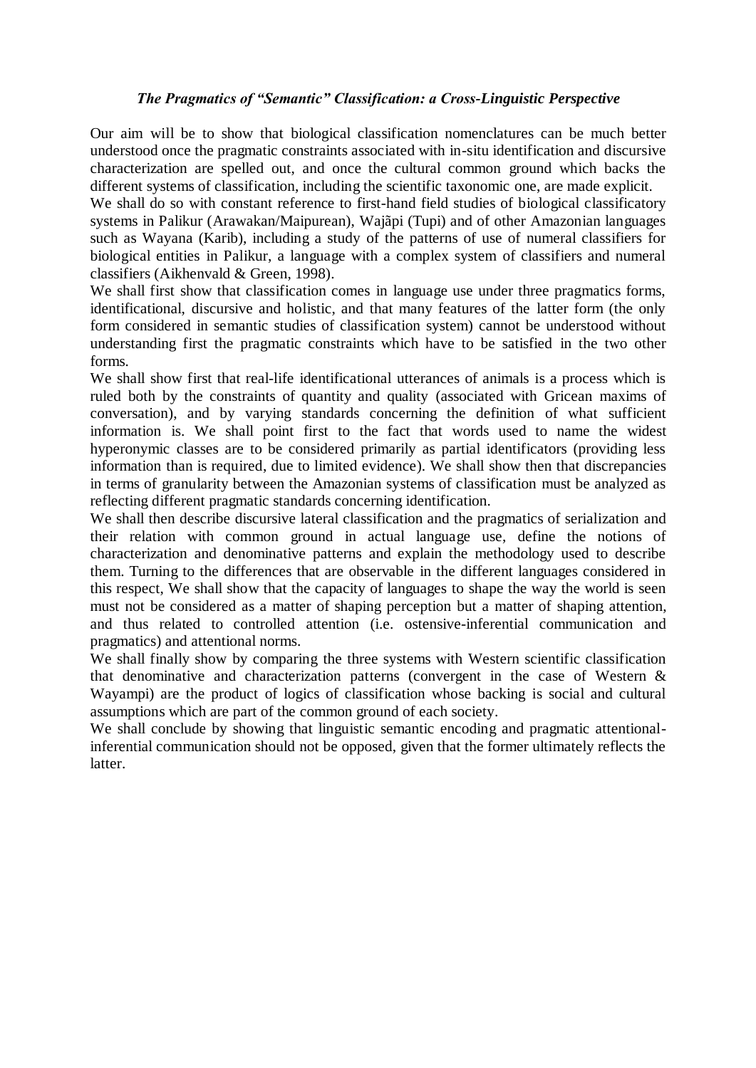# *The Pragmatics of "Semantic" Classification: a Cross-Linguistic Perspective*

Our aim will be to show that biological classification nomenclatures can be much better understood once the pragmatic constraints associated with in-situ identification and discursive characterization are spelled out, and once the cultural common ground which backs the different systems of classification, including the scientific taxonomic one, are made explicit.

We shall do so with constant reference to first-hand field studies of biological classificatory systems in Palikur (Arawakan/Maipurean), Wajãpi (Tupi) and of other Amazonian languages such as Wayana (Karib), including a study of the patterns of use of numeral classifiers for biological entities in Palikur, a language with a complex system of classifiers and numeral classifiers (Aikhenvald & Green, 1998).

We shall first show that classification comes in language use under three pragmatics forms, identificational, discursive and holistic, and that many features of the latter form (the only form considered in semantic studies of classification system) cannot be understood without understanding first the pragmatic constraints which have to be satisfied in the two other forms.

We shall show first that real-life identificational utterances of animals is a process which is ruled both by the constraints of quantity and quality (associated with Gricean maxims of conversation), and by varying standards concerning the definition of what sufficient information is. We shall point first to the fact that words used to name the widest hyperonymic classes are to be considered primarily as partial identificators (providing less information than is required, due to limited evidence). We shall show then that discrepancies in terms of granularity between the Amazonian systems of classification must be analyzed as reflecting different pragmatic standards concerning identification.

We shall then describe discursive lateral classification and the pragmatics of serialization and their relation with common ground in actual language use, define the notions of characterization and denominative patterns and explain the methodology used to describe them. Turning to the differences that are observable in the different languages considered in this respect, We shall show that the capacity of languages to shape the way the world is seen must not be considered as a matter of shaping perception but a matter of shaping attention, and thus related to controlled attention (i.e. ostensive-inferential communication and pragmatics) and attentional norms.

We shall finally show by comparing the three systems with Western scientific classification that denominative and characterization patterns (convergent in the case of Western & Wayampi) are the product of logics of classification whose backing is social and cultural assumptions which are part of the common ground of each society.

We shall conclude by showing that linguistic semantic encoding and pragmatic attentional-inferential communication should not be opposed, given that the former ultimately reflects the latter.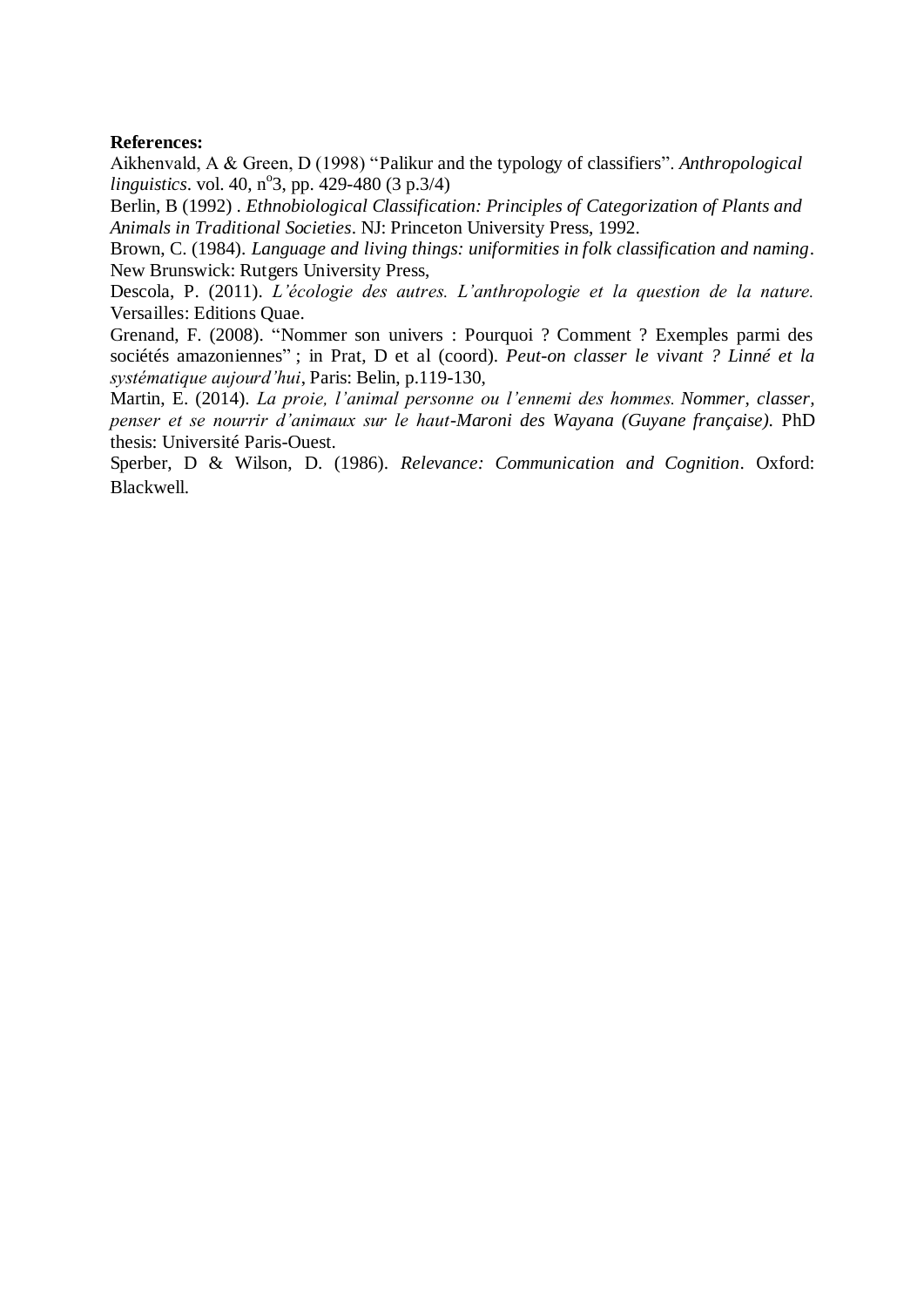**References:**

Aikhenvald, A & Green, D (1998) "Palikur and the typology of classifiers". *Anthropological linguistics*. vol. 40, n°3, pp. 429-480 (3 p.3/4)

Berlin, B (1992) . *Ethnobiological Classification: Principles of Categorization of Plants and Animals in Traditional Societies*. NJ: Princeton University Press, 1992.

Brown, C. (1984). *Language and living things: uniformities in folk classification and naming*. New Brunswick: Rutgers University Press,

Descola, P. (2011). *L'écologie des autres. L'anthropologie et la question de la nature.* Versailles: Editions Quae.

Grenand, F. (2008). "Nommer son univers : Pourquoi ? Comment ? Exemples parmi des sociétés amazoniennes" ; in Prat, D et al (coord). *Peut-on classer le vivant ? Linné et la systématique aujourd'hui*, Paris: Belin, p.119-130,

Martin, E. (2014). *La proie, l'animal personne ou l'ennemi des hommes. Nommer, classer, penser et se nourrir d'animaux sur le haut-Maroni des Wayana (Guyane française).* PhD thesis: Université Paris-Ouest.

Sperber, D & Wilson, D. (1986). *Relevance: Communication and Cognition*. Oxford: Blackwell.